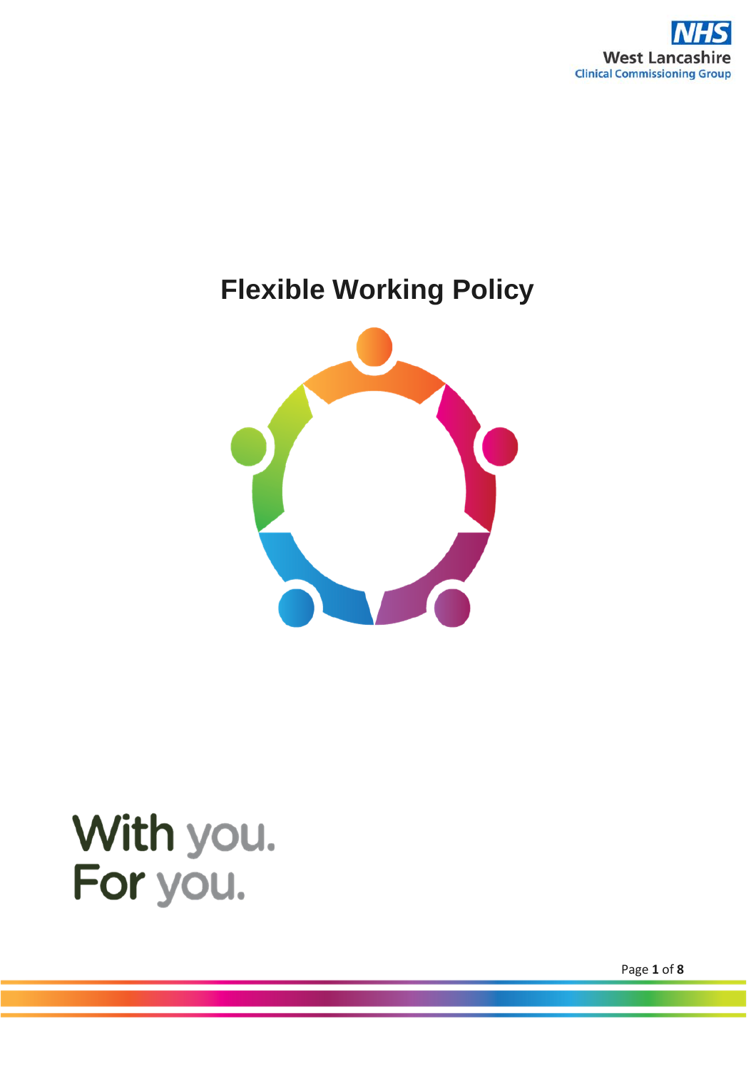NHS
West Lancashire
Clinical Commissioning Group

# Flexible Working Policy

With you.
For you.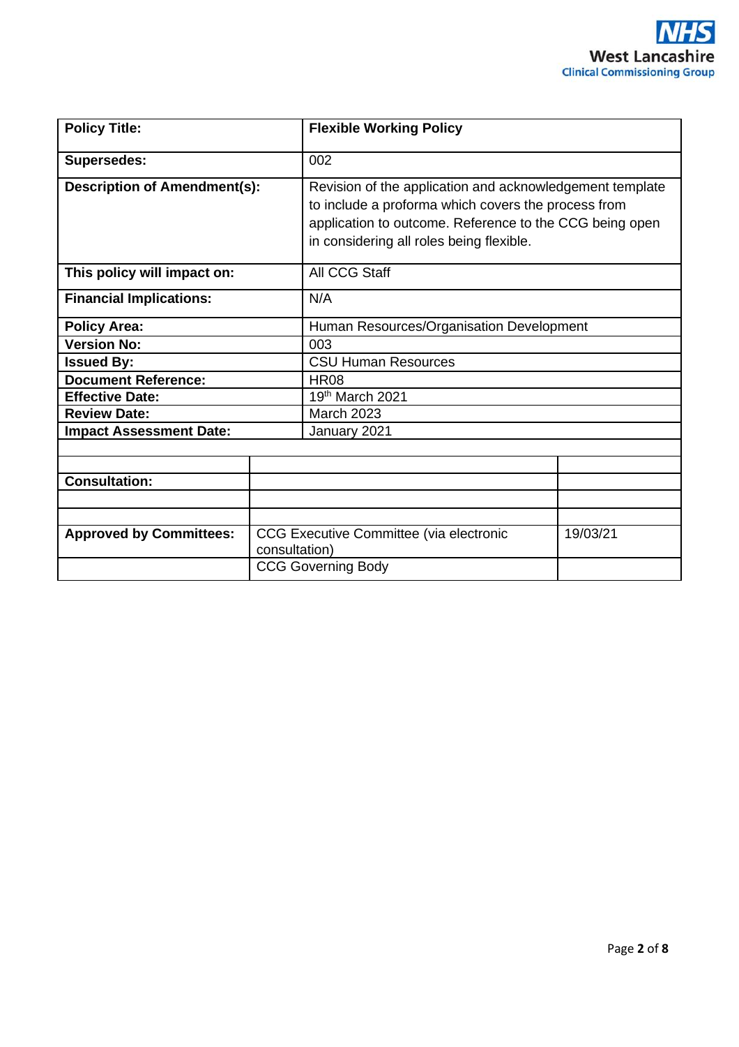| Policy Title: | Flexible Working Policy |
|---|---|
| Supersedes: | 002 |
| Description of Amendment(s): | Revision of the application and acknowledgement template to include a proforma which covers the process from application to outcome. Reference to the CCG being open in considering all roles being flexible. |
| This policy will impact on: | All CCG Staff |
| Financial Implications: | N/A |
| Policy Area: | Human Resources/Organisation Development |
| Version No: | 003 |
| Issued By: | CSU Human Resources |
| Document Reference: | HR08 |
| Effective Date: | 19th March 2021 |
| Review Date: | March 2023 |
| Impact Assessment Date: | January 2021 |

| | | |
|---|---|---|
| | | |
| Consultation: | | |
| | | |
| | | |
| Approved by Committees: | CCG Executive Committee (via electronic consultation) | 19/03/21 |
| | CCG Governing Body | |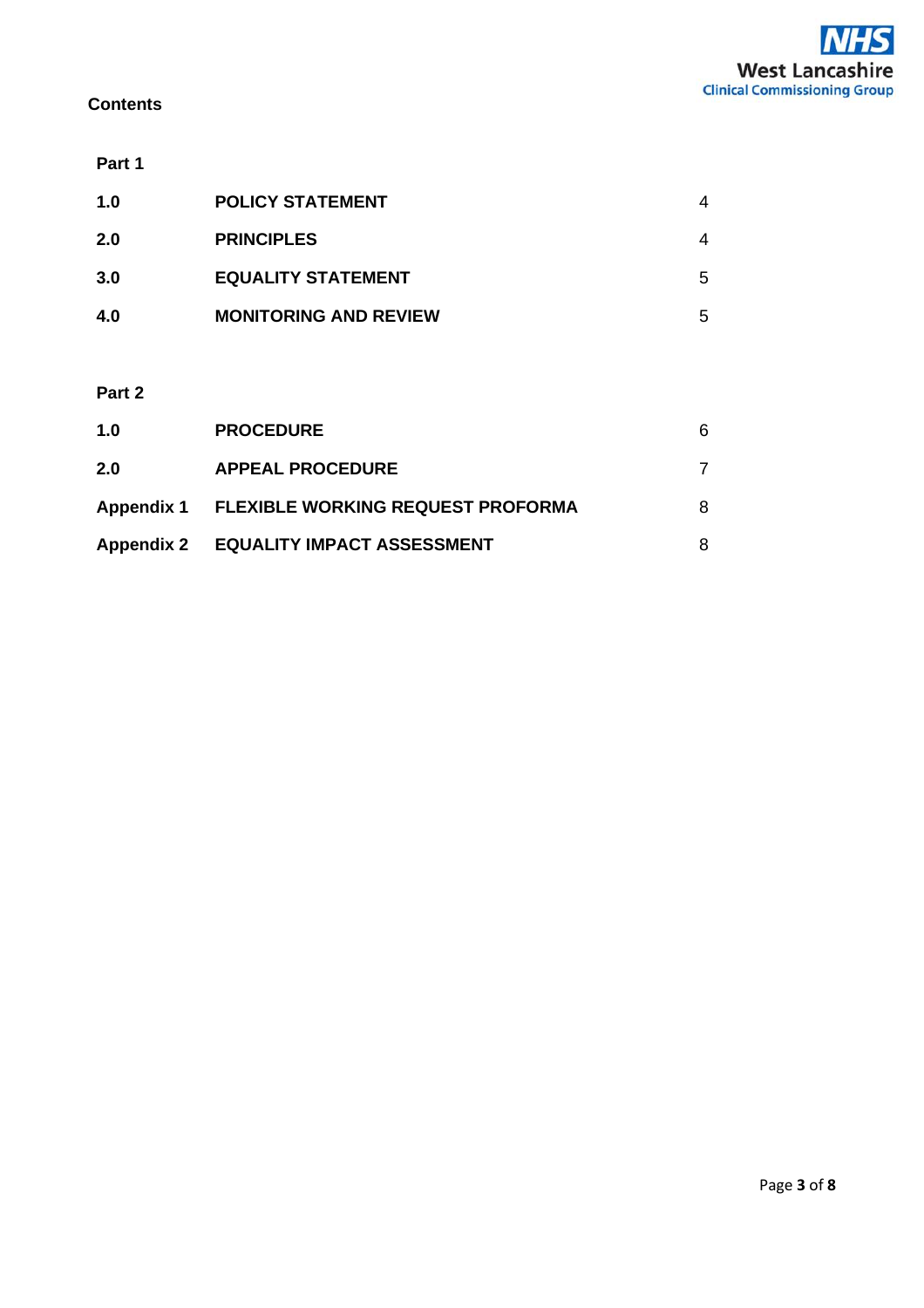**Contents**

**Part 1**

| | | |
|---|---|---|
| **1.0** | **POLICY STATEMENT** | 4 |
| **2.0** | **PRINCIPLES** | 4 |
| **3.0** | **EQUALITY STATEMENT** | 5 |
| **4.0** | **MONITORING AND REVIEW** | 5 |

**Part 2**

| | | |
|---|---|---|
| **1.0** | **PROCEDURE** | 6 |
| **2.0** | **APPEAL PROCEDURE** | 7 |
| **Appendix 1** | **FLEXIBLE WORKING REQUEST PROFORMA** | 8 |
| **Appendix 2** | **EQUALITY IMPACT ASSESSMENT** | 8 |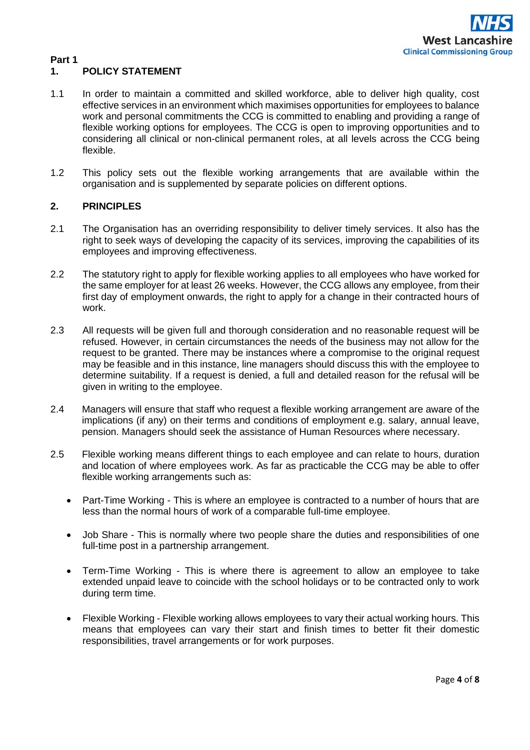**Part 1**

## 1. POLICY STATEMENT

1.1 In order to maintain a committed and skilled workforce, able to deliver high quality, cost effective services in an environment which maximises opportunities for employees to balance work and personal commitments the CCG is committed to enabling and providing a range of flexible working options for employees. The CCG is open to improving opportunities and to considering all clinical or non-clinical permanent roles, at all levels across the CCG being flexible.

1.2 This policy sets out the flexible working arrangements that are available within the organisation and is supplemented by separate policies on different options.

## 2. PRINCIPLES

2.1 The Organisation has an overriding responsibility to deliver timely services. It also has the right to seek ways of developing the capacity of its services, improving the capabilities of its employees and improving effectiveness.

2.2 The statutory right to apply for flexible working applies to all employees who have worked for the same employer for at least 26 weeks. However, the CCG allows any employee, from their first day of employment onwards, the right to apply for a change in their contracted hours of work.

2.3 All requests will be given full and thorough consideration and no reasonable request will be refused. However, in certain circumstances the needs of the business may not allow for the request to be granted. There may be instances where a compromise to the original request may be feasible and in this instance, line managers should discuss this with the employee to determine suitability. If a request is denied, a full and detailed reason for the refusal will be given in writing to the employee.

2.4 Managers will ensure that staff who request a flexible working arrangement are aware of the implications (if any) on their terms and conditions of employment e.g. salary, annual leave, pension. Managers should seek the assistance of Human Resources where necessary.

2.5 Flexible working means different things to each employee and can relate to hours, duration and location of where employees work. As far as practicable the CCG may be able to offer flexible working arrangements such as:

- Part-Time Working - This is where an employee is contracted to a number of hours that are less than the normal hours of work of a comparable full-time employee.

- Job Share - This is normally where two people share the duties and responsibilities of one full-time post in a partnership arrangement.

- Term-Time Working - This is where there is agreement to allow an employee to take extended unpaid leave to coincide with the school holidays or to be contracted only to work during term time.

- Flexible Working - Flexible working allows employees to vary their actual working hours. This means that employees can vary their start and finish times to better fit their domestic responsibilities, travel arrangements or for work purposes.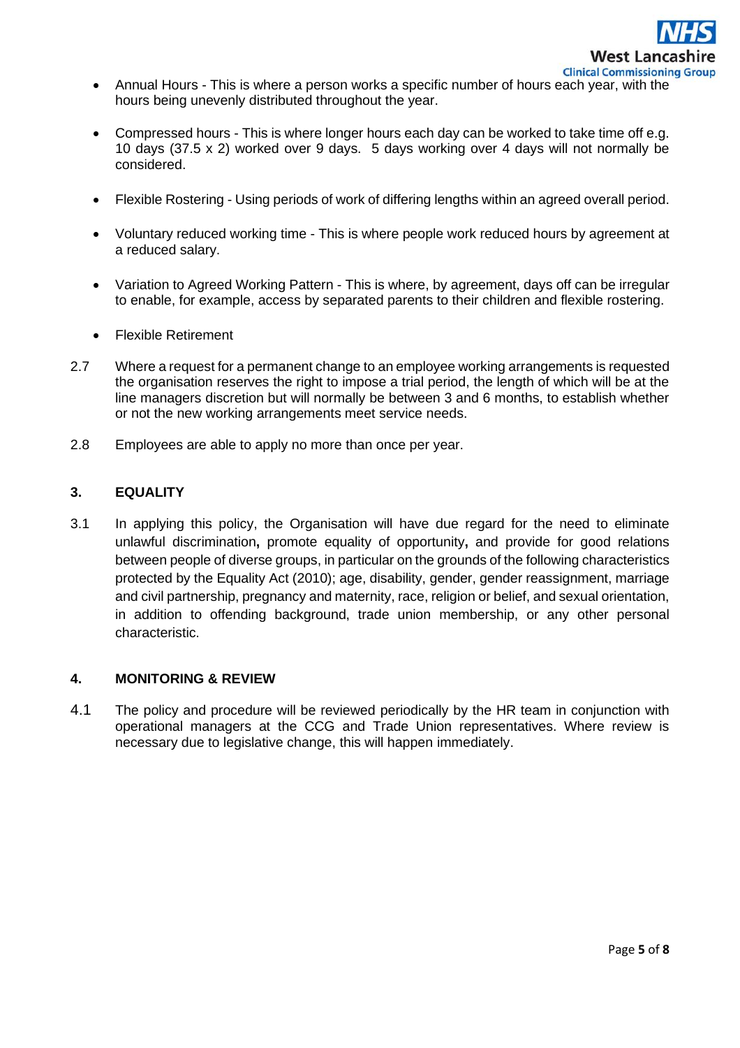- Annual Hours - This is where a person works a specific number of hours each year, with the hours being unevenly distributed throughout the year.

- Compressed hours - This is where longer hours each day can be worked to take time off e.g. 10 days (37.5 x 2) worked over 9 days. 5 days working over 4 days will not normally be considered.

- Flexible Rostering - Using periods of work of differing lengths within an agreed overall period.

- Voluntary reduced working time - This is where people work reduced hours by agreement at a reduced salary.

- Variation to Agreed Working Pattern - This is where, by agreement, days off can be irregular to enable, for example, access by separated parents to their children and flexible rostering.

- Flexible Retirement

2.7 Where a request for a permanent change to an employee working arrangements is requested the organisation reserves the right to impose a trial period, the length of which will be at the line managers discretion but will normally be between 3 and 6 months, to establish whether or not the new working arrangements meet service needs.

2.8 Employees are able to apply no more than once per year.

## 3. EQUALITY

3.1 In applying this policy, the Organisation will have due regard for the need to eliminate unlawful discrimination**,** promote equality of opportunity**,** and provide for good relations between people of diverse groups, in particular on the grounds of the following characteristics protected by the Equality Act (2010); age, disability, gender, gender reassignment, marriage and civil partnership, pregnancy and maternity, race, religion or belief, and sexual orientation, in addition to offending background, trade union membership, or any other personal characteristic.

## 4. MONITORING & REVIEW

4.1 The policy and procedure will be reviewed periodically by the HR team in conjunction with operational managers at the CCG and Trade Union representatives. Where review is necessary due to legislative change, this will happen immediately.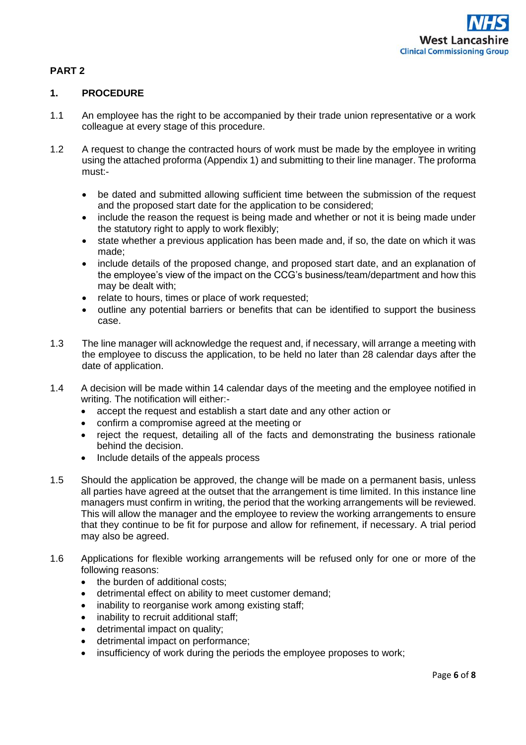## PART 2

### 1. PROCEDURE

1.1 An employee has the right to be accompanied by their trade union representative or a work colleague at every stage of this procedure.

1.2 A request to change the contracted hours of work must be made by the employee in writing using the attached proforma (Appendix 1) and submitting to their line manager. The proforma must:-

- be dated and submitted allowing sufficient time between the submission of the request and the proposed start date for the application to be considered;
- include the reason the request is being made and whether or not it is being made under the statutory right to apply to work flexibly;
- state whether a previous application has been made and, if so, the date on which it was made;
- include details of the proposed change, and proposed start date, and an explanation of the employee's view of the impact on the CCG's business/team/department and how this may be dealt with;
- relate to hours, times or place of work requested;
- outline any potential barriers or benefits that can be identified to support the business case.

1.3 The line manager will acknowledge the request and, if necessary, will arrange a meeting with the employee to discuss the application, to be held no later than 28 calendar days after the date of application.

1.4 A decision will be made within 14 calendar days of the meeting and the employee notified in writing. The notification will either:-

- accept the request and establish a start date and any other action or
- confirm a compromise agreed at the meeting or
- reject the request, detailing all of the facts and demonstrating the business rationale behind the decision.
- Include details of the appeals process

1.5 Should the application be approved, the change will be made on a permanent basis, unless all parties have agreed at the outset that the arrangement is time limited. In this instance line managers must confirm in writing, the period that the working arrangements will be reviewed. This will allow the manager and the employee to review the working arrangements to ensure that they continue to be fit for purpose and allow for refinement, if necessary. A trial period may also be agreed.

1.6 Applications for flexible working arrangements will be refused only for one or more of the following reasons:

- the burden of additional costs;
- detrimental effect on ability to meet customer demand;
- inability to reorganise work among existing staff;
- inability to recruit additional staff;
- detrimental impact on quality;
- detrimental impact on performance;
- insufficiency of work during the periods the employee proposes to work;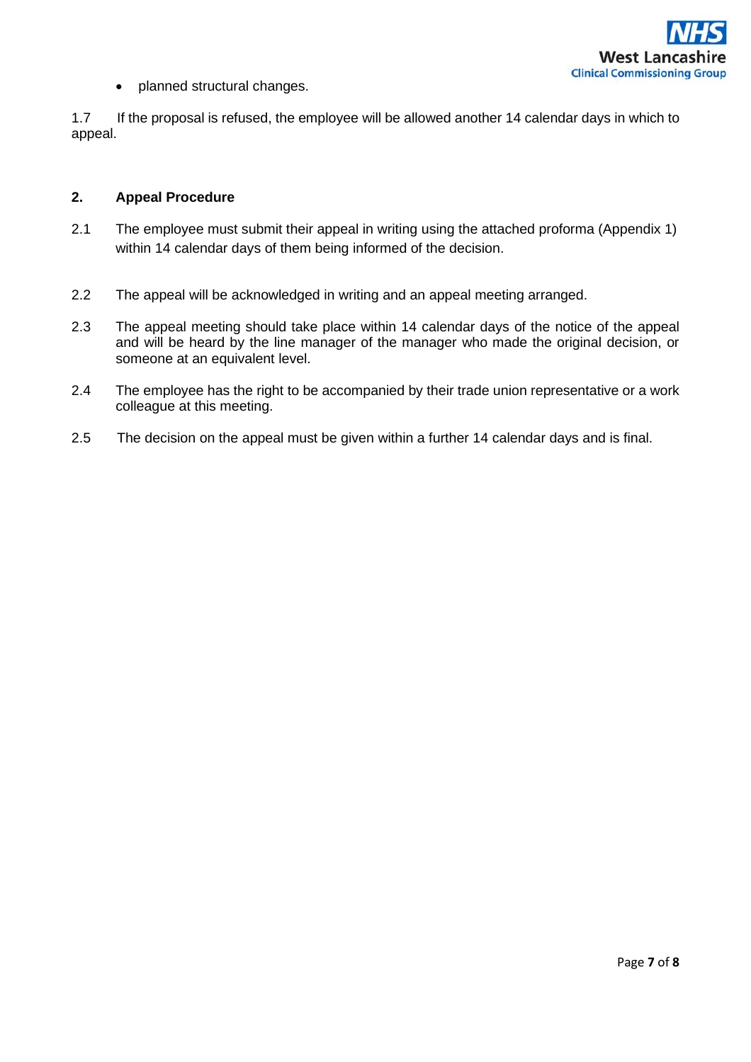- planned structural changes.

1.7 If the proposal is refused, the employee will be allowed another 14 calendar days in which to appeal.

## 2. Appeal Procedure

2.1 The employee must submit their appeal in writing using the attached proforma (Appendix 1) within 14 calendar days of them being informed of the decision.

2.2 The appeal will be acknowledged in writing and an appeal meeting arranged.

2.3 The appeal meeting should take place within 14 calendar days of the notice of the appeal and will be heard by the line manager of the manager who made the original decision, or someone at an equivalent level.

2.4 The employee has the right to be accompanied by their trade union representative or a work colleague at this meeting.

2.5 The decision on the appeal must be given within a further 14 calendar days and is final.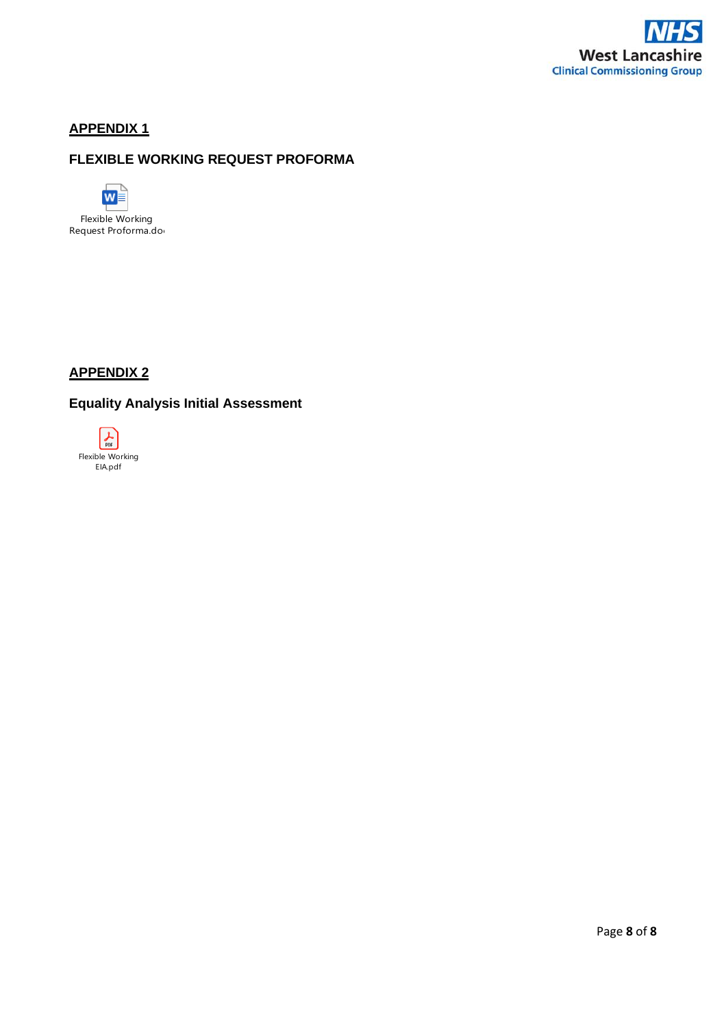## APPENDIX 1

### FLEXIBLE WORKING REQUEST PROFORMA

Flexible Working Request Proforma.do

## APPENDIX 2

### Equality Analysis Initial Assessment

Flexible Working EIA.pdf